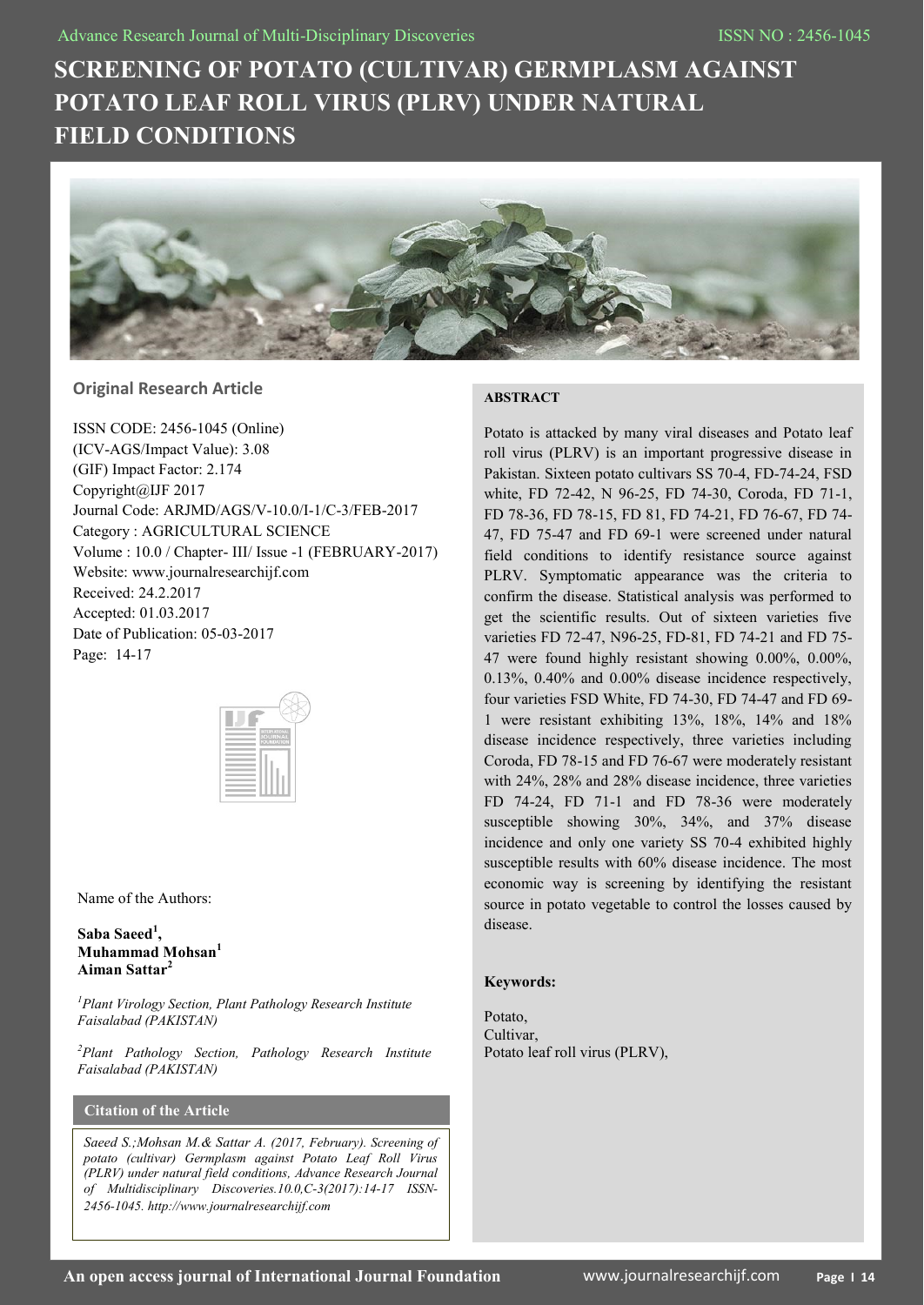# SCREENING OF POTATO (CULTIVAR) GERMPLASM AGAINST POTATO LEAF ROLL VIRUS (PLRV) UNDER NATURAL FIELD CONDITIONS

**Original Research Article**

ISSN CODE: 2456-1045 (Online)
(ICV-AGS/Impact Value): 3.08
(GIF) Impact Factor: 2.174
Copyright@IJF 2017
Journal Code: ARJMD/AGS/V-10.0/I-1/C-3/FEB-2017
Category : AGRICULTURAL SCIENCE
Volume : 10.0 / Chapter- III/ Issue -1 (FEBRUARY-2017)
Website: www.journalresearchijf.com
Received: 24.2.2017
Accepted: 01.03.2017
Date of Publication: 05-03-2017
Page: 14-17

Name of the Authors:

**Saba Saeed[1],**
**Muhammad Mohsan[1]**
**Aiman Sattar[2]**

*[1]Plant Virology Section, Plant Pathology Research Institute Faisalabad (PAKISTAN)*

*[2]Plant Pathology Section, Pathology Research Institute Faisalabad (PAKISTAN)*

### Citation of the Article

*Saeed S.;Mohsan M.& Sattar A. (2017, February). Screening of potato (cultivar) Germplasm against Potato Leaf Roll Virus (PLRV) under natural field conditions, Advance Research Journal of Multidisciplinary Discoveries.10.0,C-3(2017):14-17 ISSN-2456-1045. http://www.journalresearchijf.com*

### ABSTRACT

Potato is attacked by many viral diseases and Potato leaf roll virus (PLRV) is an important progressive disease in Pakistan. Sixteen potato cultivars SS 70-4, FD-74-24, FSD white, FD 72-42, N 96-25, FD 74-30, Coroda, FD 71-1, FD 78-36, FD 78-15, FD 81, FD 74-21, FD 76-67, FD 74-47, FD 75-47 and FD 69-1 were screened under natural field conditions to identify resistance source against PLRV. Symptomatic appearance was the criteria to confirm the disease. Statistical analysis was performed to get the scientific results. Out of sixteen varieties five varieties FD 72-47, N96-25, FD-81, FD 74-21 and FD 75-47 were found highly resistant showing 0.00%, 0.00%, 0.13%, 0.40% and 0.00% disease incidence respectively, four varieties FSD White, FD 74-30, FD 74-47 and FD 69-1 were resistant exhibiting 13%, 18%, 14% and 18% disease incidence respectively, three varieties including Coroda, FD 78-15 and FD 76-67 were moderately resistant with 24%, 28% and 28% disease incidence, three varieties FD 74-24, FD 71-1 and FD 78-36 were moderately susceptible showing 30%, 34%, and 37% disease incidence and only one variety SS 70-4 exhibited highly susceptible results with 60% disease incidence. The most economic way is screening by identifying the resistant source in potato vegetable to control the losses caused by disease.

**Keywords:**

Potato,
Cultivar,
Potato leaf roll virus (PLRV),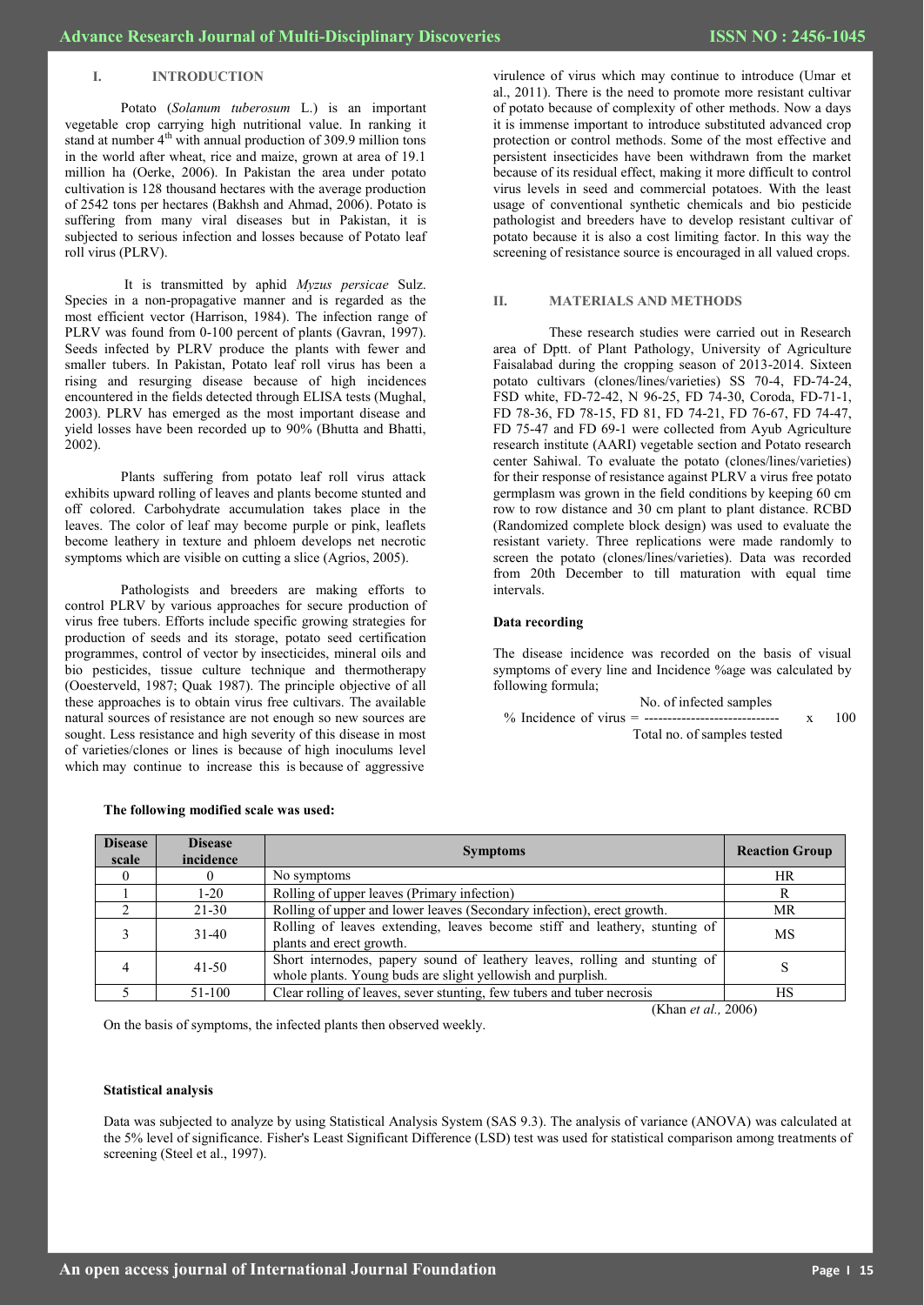## I. INTRODUCTION

Potato (*Solanum tuberosum* L.) is an important vegetable crop carrying high nutritional value. In ranking it stand at number 4th with annual production of 309.9 million tons in the world after wheat, rice and maize, grown at area of 19.1 million ha (Oerke, 2006). In Pakistan the area under potato cultivation is 128 thousand hectares with the average production of 2542 tons per hectares (Bakhsh and Ahmad, 2006). Potato is suffering from many viral diseases but in Pakistan, it is subjected to serious infection and losses because of Potato leaf roll virus (PLRV).

It is transmitted by aphid *Myzus persicae* Sulz. Species in a non-propagative manner and is regarded as the most efficient vector (Harrison, 1984). The infection range of PLRV was found from 0-100 percent of plants (Gavran, 1997). Seeds infected by PLRV produce the plants with fewer and smaller tubers. In Pakistan, Potato leaf roll virus has been a rising and resurging disease because of high incidences encountered in the fields detected through ELISA tests (Mughal, 2003). PLRV has emerged as the most important disease and yield losses have been recorded up to 90% (Bhutta and Bhatti, 2002).

Plants suffering from potato leaf roll virus attack exhibits upward rolling of leaves and plants become stunted and off colored. Carbohydrate accumulation takes place in the leaves. The color of leaf may become purple or pink, leaflets become leathery in texture and phloem develops net necrotic symptoms which are visible on cutting a slice (Agrios, 2005).

Pathologists and breeders are making efforts to control PLRV by various approaches for secure production of virus free tubers. Efforts include specific growing strategies for production of seeds and its storage, potato seed certification programmes, control of vector by insecticides, mineral oils and bio pesticides, tissue culture technique and thermotherapy (Ooesterveld, 1987; Quak 1987). The principle objective of all these approaches is to obtain virus free cultivars. The available natural sources of resistance are not enough so new sources are sought. Less resistance and high severity of this disease in most of varieties/clones or lines is because of high inoculums level which may continue to increase this is because of aggressive virulence of virus which may continue to introduce (Umar et al., 2011). There is the need to promote more resistant cultivar of potato because of complexity of other methods. Now a days it is immense important to introduce substituted advanced crop protection or control methods. Some of the most effective and persistent insecticides have been withdrawn from the market because of its residual effect, making it more difficult to control virus levels in seed and commercial potatoes. With the least usage of conventional synthetic chemicals and bio pesticide pathologist and breeders have to develop resistant cultivar of potato because it is also a cost limiting factor. In this way the screening of resistance source is encouraged in all valued crops.

## II. MATERIALS AND METHODS

These research studies were carried out in Research area of Dptt. of Plant Pathology, University of Agriculture Faisalabad during the cropping season of 2013-2014. Sixteen potato cultivars (clones/lines/varieties) SS 70-4, FD-74-24, FSD white, FD-72-42, N 96-25, FD 74-30, Coroda, FD-71-1, FD 78-36, FD 78-15, FD 81, FD 74-21, FD 76-67, FD 74-47, FD 75-47 and FD 69-1 were collected from Ayub Agriculture research institute (AARI) vegetable section and Potato research center Sahiwal. To evaluate the potato (clones/lines/varieties) for their response of resistance against PLRV a virus free potato germplasm was grown in the field conditions by keeping 60 cm row to row distance and 30 cm plant to plant distance. RCBD (Randomized complete block design) was used to evaluate the resistant variety. Three replications were made randomly to screen the potato (clones/lines/varieties). Data was recorded from 20th December to till maturation with equal time intervals.

### Data recording

The disease incidence was recorded on the basis of visual symptoms of every line and Incidence %age was calculated by following formula;

$$\text{\% Incidence of virus} = \frac{\text{No. of infected samples}}{\text{Total no. of samples tested}} \times 100$$

**The following modified scale was used:**

| Disease scale | Disease incidence | Symptoms | Reaction Group |
|---|---|---|---|
| 0 | 0 | No symptoms | HR |
| 1 | 1-20 | Rolling of upper leaves (Primary infection) | R |
| 2 | 21-30 | Rolling of upper and lower leaves (Secondary infection), erect growth. | MR |
| 3 | 31-40 | Rolling of leaves extending, leaves become stiff and leathery, stunting of plants and erect growth. | MS |
| 4 | 41-50 | Short internodes, papery sound of leathery leaves, rolling and stunting of whole plants. Young buds are slight yellowish and purplish. | S |
| 5 | 51-100 | Clear rolling of leaves, sever stunting, few tubers and tuber necrosis | HS |

(Khan *et al.,* 2006)

On the basis of symptoms, the infected plants then observed weekly.

### Statistical analysis

Data was subjected to analyze by using Statistical Analysis System (SAS 9.3). The analysis of variance (ANOVA) was calculated at the 5% level of significance. Fisher's Least Significant Difference (LSD) test was used for statistical comparison among treatments of screening (Steel et al., 1997).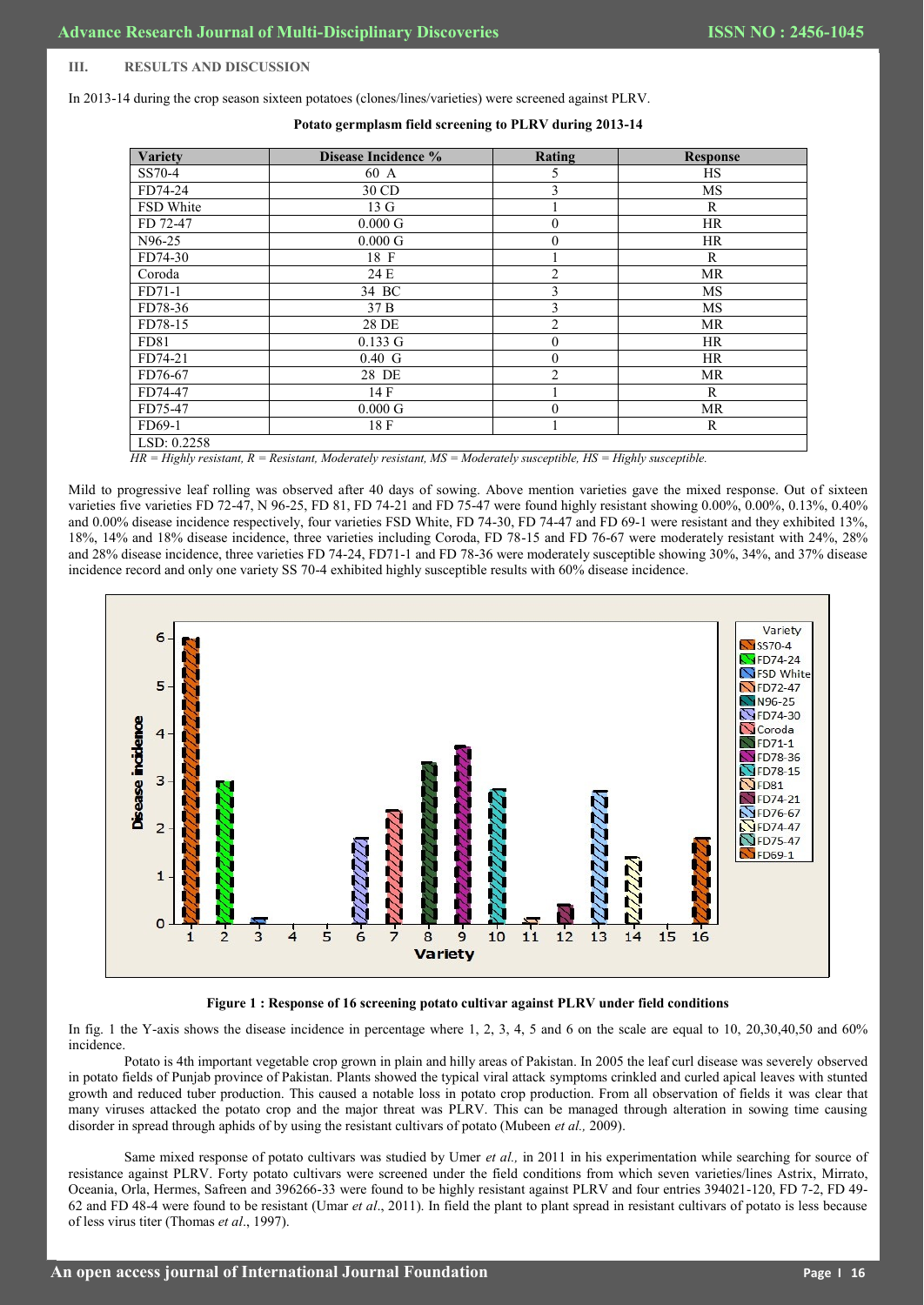## III. RESULTS AND DISCUSSION

In 2013-14 during the crop season sixteen potatoes (clones/lines/varieties) were screened against PLRV.

**Potato germplasm field screening to PLRV during 2013-14**

| Variety | Disease Incidence % | Rating | Response |
|---|---|---|---|
| SS70-4 | 60 A | 5 | HS |
| FD74-24 | 30 CD | 3 | MS |
| FSD White | 13 G | 1 | R |
| FD 72-47 | 0.000 G | 0 | HR |
| N96-25 | 0.000 G | 0 | HR |
| FD74-30 | 18 F | 1 | R |
| Coroda | 24 E | 2 | MR |
| FD71-1 | 34 BC | 3 | MS |
| FD78-36 | 37 B | 3 | MS |
| FD78-15 | 28 DE | 2 | MR |
| FD81 | 0.133 G | 0 | HR |
| FD74-21 | 0.40 G | 0 | HR |
| FD76-67 | 28 DE | 2 | MR |
| FD74-47 | 14 F | 1 | R |
| FD75-47 | 0.000 G | 0 | MR |
| FD69-1 | 18 F | 1 | R |
| LSD: 0.2258 | | | |

*HR = Highly resistant, R = Resistant, Moderately resistant, MS = Moderately susceptible, HS = Highly susceptible.*

Mild to progressive leaf rolling was observed after 40 days of sowing. Above mention varieties gave the mixed response. Out of sixteen varieties five varieties FD 72-47, N 96-25, FD 81, FD 74-21 and FD 75-47 were found highly resistant showing 0.00%, 0.00%, 0.13%, 0.40% and 0.00% disease incidence respectively, four varieties FSD White, FD 74-30, FD 74-47 and FD 69-1 were resistant and they exhibited 13%, 18%, 14% and 18% disease incidence, three varieties including Coroda, FD 78-15 and FD 76-67 were moderately resistant with 24%, 28% and 28% disease incidence, three varieties FD 74-24, FD71-1 and FD 78-36 were moderately susceptible showing 30%, 34%, and 37% disease incidence record and only one variety SS 70-4 exhibited highly susceptible results with 60% disease incidence.

**Figure 1 : Response of 16 screening potato cultivar against PLRV under field conditions**

In fig. 1 the Y-axis shows the disease incidence in percentage where 1, 2, 3, 4, 5 and 6 on the scale are equal to 10, 20,30,40,50 and 60% incidence.

Potato is 4th important vegetable crop grown in plain and hilly areas of Pakistan. In 2005 the leaf curl disease was severely observed in potato fields of Punjab province of Pakistan. Plants showed the typical viral attack symptoms crinkled and curled apical leaves with stunted growth and reduced tuber production. This caused a notable loss in potato crop production. From all observation of fields it was clear that many viruses attacked the potato crop and the major threat was PLRV. This can be managed through alteration in sowing time causing disorder in spread through aphids of by using the resistant cultivars of potato (Mubeen *et al.,* 2009).

Same mixed response of potato cultivars was studied by Umer *et al.,* in 2011 in his experimentation while searching for source of resistance against PLRV. Forty potato cultivars were screened under the field conditions from which seven varieties/lines Astrix, Mirrato, Oceania, Orla, Hermes, Safreen and 396266-33 were found to be highly resistant against PLRV and four entries 394021-120, FD 7-2, FD 49-62 and FD 48-4 were found to be resistant (Umar *et al*., 2011). In field the plant to plant spread in resistant cultivars of potato is less because of less virus titer (Thomas *et al*., 1997).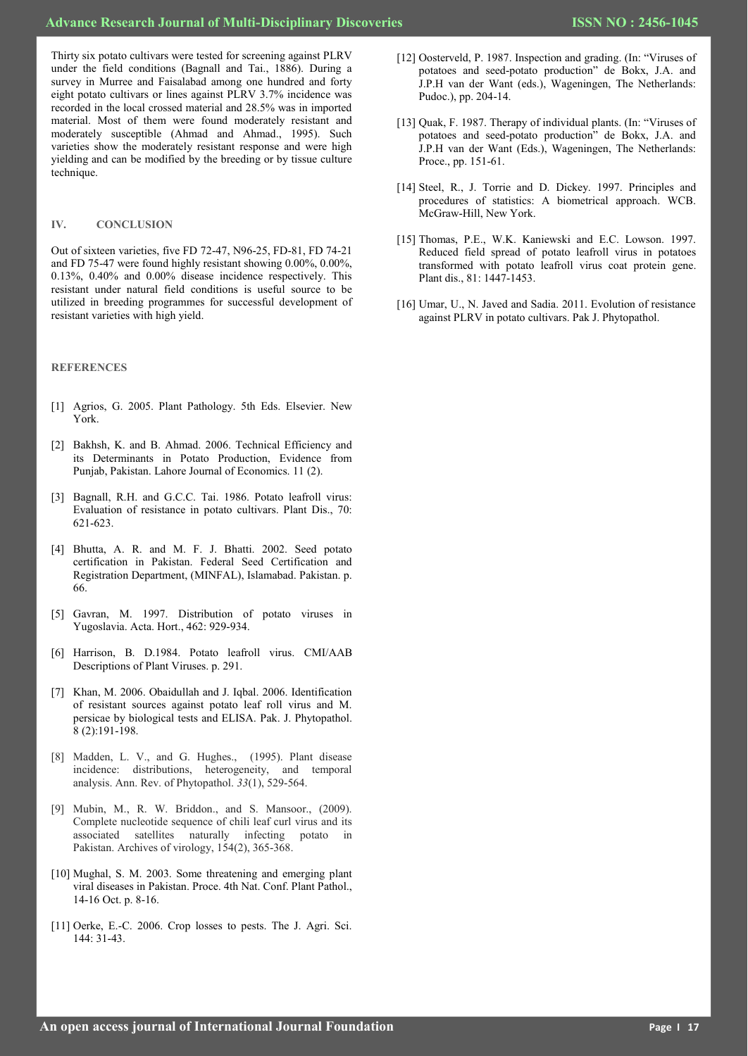Thirty six potato cultivars were tested for screening against PLRV under the field conditions (Bagnall and Tai., 1886). During a survey in Murree and Faisalabad among one hundred and forty eight potato cultivars or lines against PLRV 3.7% incidence was recorded in the local crossed material and 28.5% was in imported material. Most of them were found moderately resistant and moderately susceptible (Ahmad and Ahmad., 1995). Such varieties show the moderately resistant response and were high yielding and can be modified by the breeding or by tissue culture technique.

## IV. CONCLUSION

Out of sixteen varieties, five FD 72-47, N96-25, FD-81, FD 74-21 and FD 75-47 were found highly resistant showing 0.00%, 0.00%, 0.13%, 0.40% and 0.00% disease incidence respectively. This resistant under natural field conditions is useful source to be utilized in breeding programmes for successful development of resistant varieties with high yield.

## REFERENCES

[1] Agrios, G. 2005. Plant Pathology. 5th Eds. Elsevier. New York.

[2] Bakhsh, K. and B. Ahmad. 2006. Technical Efficiency and its Determinants in Potato Production, Evidence from Punjab, Pakistan. Lahore Journal of Economics. 11 (2).

[3] Bagnall, R.H. and G.C.C. Tai. 1986. Potato leafroll virus: Evaluation of resistance in potato cultivars. Plant Dis., 70: 621-623.

[4] Bhutta, A. R. and M. F. J. Bhatti. 2002. Seed potato certification in Pakistan. Federal Seed Certification and Registration Department, (MINFAL), Islamabad. Pakistan. p. 66.

[5] Gavran, M. 1997. Distribution of potato viruses in Yugoslavia. Acta. Hort., 462: 929-934.

[6] Harrison, B. D.1984. Potato leafroll virus. CMI/AAB Descriptions of Plant Viruses. p. 291.

[7] Khan, M. 2006. Obaidullah and J. Iqbal. 2006. Identification of resistant sources against potato leaf roll virus and M. persicae by biological tests and ELISA. Pak. J. Phytopathol. 8 (2):191-198.

[8] Madden, L. V., and G. Hughes., (1995). Plant disease incidence: distributions, heterogeneity, and temporal analysis. Ann. Rev. of Phytopathol. *33*(1), 529-564.

[9] Mubin, M., R. W. Briddon., and S. Mansoor., (2009). Complete nucleotide sequence of chili leaf curl virus and its associated satellites naturally infecting potato in Pakistan. Archives of virology, 154(2), 365-368.

[10] Mughal, S. M. 2003. Some threatening and emerging plant viral diseases in Pakistan. Proce. 4th Nat. Conf. Plant Pathol., 14-16 Oct. p. 8-16.

[11] Oerke, E.-C. 2006. Crop losses to pests. The J. Agri. Sci. 144: 31-43.

[12] Oosterveld, P. 1987. Inspection and grading. (In: "Viruses of potatoes and seed-potato production" de Bokx, J.A. and J.P.H van der Want (eds.), Wageningen, The Netherlands: Pudoc.), pp. 204-14.

[13] Quak, F. 1987. Therapy of individual plants. (In: "Viruses of potatoes and seed-potato production" de Bokx, J.A. and J.P.H van der Want (Eds.), Wageningen, The Netherlands: Proce., pp. 151-61.

[14] Steel, R., J. Torrie and D. Dickey. 1997. Principles and procedures of statistics: A biometrical approach. WCB. McGraw-Hill, New York.

[15] Thomas, P.E., W.K. Kaniewski and E.C. Lowson. 1997. Reduced field spread of potato leafroll virus in potatoes transformed with potato leafroll virus coat protein gene. Plant dis., 81: 1447-1453.

[16] Umar, U., N. Javed and Sadia. 2011. Evolution of resistance against PLRV in potato cultivars. Pak J. Phytopathol.